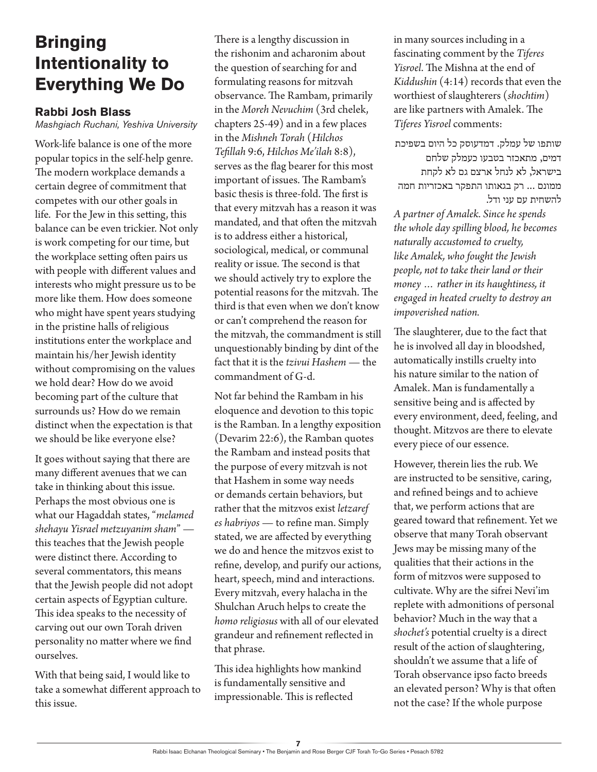# Bringing Intentionality to Everything We Do

### Rabbi Josh Blass

*Mashgiach Ruchani, Yeshiva University*

Work-life balance is one of the more popular topics in the self-help genre. The modern workplace demands a certain degree of commitment that competes with our other goals in life. For the Jew in this setting, this balance can be even trickier. Not only is work competing for our time, but the workplace setting often pairs us with people with different values and interests who might pressure us to be more like them. How does someone who might have spent years studying in the pristine halls of religious institutions enter the workplace and maintain his/her Jewish identity without compromising on the values we hold dear? How do we avoid becoming part of the culture that surrounds us? How do we remain distinct when the expectation is that we should be like everyone else?

It goes without saying that there are many different avenues that we can take in thinking about this issue. Perhaps the most obvious one is what our Hagaddah states, "*melamed shehayu Yisrael metzuyanim sham*" — this teaches that the Jewish people were distinct there. According to several commentators, this means that the Jewish people did not adopt certain aspects of Egyptian culture. This idea speaks to the necessity of carving out our own Torah driven personality no matter where we find ourselves.

With that being said, I would like to take a somewhat different approach to this issue.

There is a lengthy discussion in the rishonim and acharonim about the question of searching for and formulating reasons for mitzvah observance. The Rambam, primarily in the *Moreh Nevuchim* (3rd chelek, chapters 25-49) and in a few places in the *Mishneh Torah* (*Hilchos Tefillah* 9:6, *Hilchos Me'ilah* 8:8), serves as the flag bearer for this most important of issues. The Rambam's basic thesis is three-fold. The first is that every mitzvah has a reason it was mandated, and that often the mitzvah is to address either a historical, sociological, medical, or communal reality or issue. The second is that we should actively try to explore the potential reasons for the mitzvah. The third is that even when we don't know or can't comprehend the reason for the mitzvah, the commandment is still unquestionably binding by dint of the fact that it is the *tzivui Hashem* — the commandment of G-d.

Not far behind the Rambam in his eloquence and devotion to this topic is the Ramban. In a lengthy exposition (Devarim 22:6), the Ramban quotes the Rambam and instead posits that the purpose of every mitzvah is not that Hashem in some way needs or demands certain behaviors, but rather that the mitzvos exist *letzaref es habriyos* — to refine man. Simply stated, we are affected by everything we do and hence the mitzvos exist to refine, develop, and purify our actions, heart, speech, mind and interactions. Every mitzvah, every halacha in the Shulchan Aruch helps to create the *homo religiosus* with all of our elevated grandeur and refinement reflected in that phrase.

This idea highlights how mankind is fundamentally sensitive and impressionable. This is reflected in many sources including in a fascinating comment by the *Tiferes Yisroel*. The Mishna at the end of *Kiddushin* (4:14) records that even the worthiest of slaughterers (*shochtim*) are like partners with Amalek. The *Tiferes Yisroel* comments:

שותפו של עמלק. דמדעוסק כל היום בשפיכת דמים, מתאכזר בטבעו כעמלק שלחם בישראל, לא לנחל ארצם גם לא לקחת ממונם ... רק בגאותו התפקר באכזריות חמה להשחית עם עני ודל.

*A partner of Amalek. Since he spends the whole day spilling blood, he becomes naturally accustomed to cruelty, like Amalek, who fought the Jewish people, not to take their land or their money … rather in its haughtiness, it engaged in heated cruelty to destroy an impoverished nation.*

The slaughterer, due to the fact that he is involved all day in bloodshed, automatically instills cruelty into his nature similar to the nation of Amalek. Man is fundamentally a sensitive being and is affected by every environment, deed, feeling, and thought. Mitzvos are there to elevate every piece of our essence.

However, therein lies the rub. We are instructed to be sensitive, caring, and refined beings and to achieve that, we perform actions that are geared toward that refinement. Yet we observe that many Torah observant Jews may be missing many of the qualities that their actions in the form of mitzvos were supposed to cultivate. Why are the sifrei Nevi'im replete with admonitions of personal behavior? Much in the way that a *shochet's* potential cruelty is a direct result of the action of slaughtering, shouldn't we assume that a life of Torah observance ipso facto breeds an elevated person? Why is that often not the case? If the whole purpose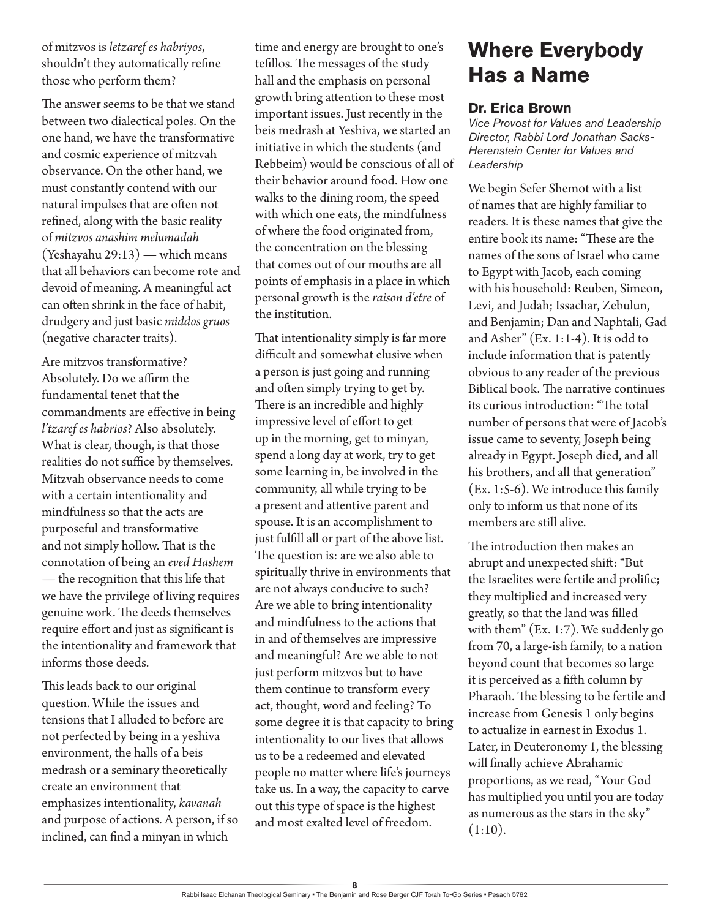of mitzvos is *letzaref es habriyos*, shouldn't they automatically refine those who perform them?

The answer seems to be that we stand between two dialectical poles. On the one hand, we have the transformative and cosmic experience of mitzvah observance. On the other hand, we must constantly contend with our natural impulses that are often not refined, along with the basic reality of *mitzvos anashim melumadah* (Yeshayahu 29:13) — which means that all behaviors can become rote and devoid of meaning. A meaningful act can often shrink in the face of habit, drudgery and just basic *middos gruos* (negative character traits).

Are mitzvos transformative? Absolutely. Do we affirm the fundamental tenet that the commandments are effective in being *l'tzaref es habrios*? Also absolutely. What is clear, though, is that those realities do not suffice by themselves. Mitzvah observance needs to come with a certain intentionality and mindfulness so that the acts are purposeful and transformative and not simply hollow. That is the connotation of being an *eved Hashem* — the recognition that this life that we have the privilege of living requires genuine work. The deeds themselves require effort and just as significant is the intentionality and framework that informs those deeds.

This leads back to our original question. While the issues and tensions that I alluded to before are not perfected by being in a yeshiva environment, the halls of a beis medrash or a seminary theoretically create an environment that emphasizes intentionality, *kavanah* and purpose of actions. A person, if so inclined, can find a minyan in which time and energy are brought to one's tefillos. The messages of the study hall and the emphasis on personal growth bring attention to these most important issues. Just recently in the beis medrash at Yeshiva, we started an initiative in which the students (and Rebbeim) would be conscious of all of their behavior around food. How one walks to the dining room, the speed with which one eats, the mindfulness of where the food originated from, the concentration on the blessing that comes out of our mouths are all points of emphasis in a place in which personal growth is the *raison d'etre* of the institution.

That intentionality simply is far more difficult and somewhat elusive when a person is just going and running and often simply trying to get by. There is an incredible and highly impressive level of effort to get up in the morning, get to minyan, spend a long day at work, try to get some learning in, be involved in the community, all while trying to be a present and attentive parent and spouse. It is an accomplishment to just fulfill all or part of the above list. The question is: are we also able to spiritually thrive in environments that are not always conducive to such? Are we able to bring intentionality and mindfulness to the actions that in and of themselves are impressive and meaningful? Are we able to not just perform mitzvos but to have them continue to transform every act, thought, word and feeling? To some degree it is that capacity to bring intentionality to our lives that allows us to be a redeemed and elevated people no matter where life's journeys take us. In a way, the capacity to carve out this type of space is the highest and most exalted level of freedom.

# Where Everybody Has a Name

### Dr. Erica Brown

*Vice Provost for Values and Leadership*
*Director, Rabbi Lord Jonathan Sacks-Herenstein Center for Values and Leadership*

We begin Sefer Shemot with a list of names that are highly familiar to readers. It is these names that give the entire book its name: "These are the names of the sons of Israel who came to Egypt with Jacob, each coming with his household: Reuben, Simeon, Levi, and Judah; Issachar, Zebulun, and Benjamin; Dan and Naphtali, Gad and Asher" (Ex. 1:1-4). It is odd to include information that is patently obvious to any reader of the previous Biblical book. The narrative continues its curious introduction: "The total number of persons that were of Jacob's issue came to seventy, Joseph being already in Egypt. Joseph died, and all his brothers, and all that generation" (Ex. 1:5-6). We introduce this family only to inform us that none of its members are still alive.

The introduction then makes an abrupt and unexpected shift: "But the Israelites were fertile and prolific; they multiplied and increased very greatly, so that the land was filled with them" (Ex. 1:7). We suddenly go from 70, a large-ish family, to a nation beyond count that becomes so large it is perceived as a fifth column by Pharaoh. The blessing to be fertile and increase from Genesis 1 only begins to actualize in earnest in Exodus 1. Later, in Deuteronomy 1, the blessing will finally achieve Abrahamic proportions, as we read, "Your God has multiplied you until you are today as numerous as the stars in the sky" (1:10).